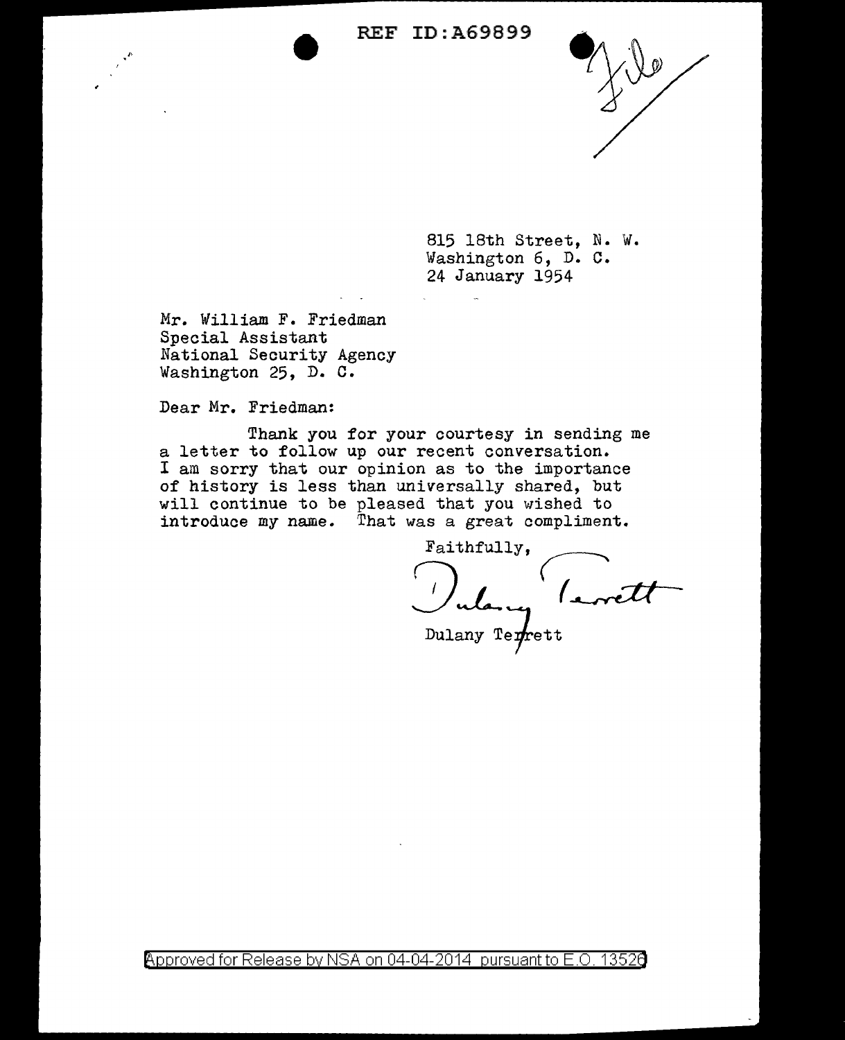REF ID:A69899

File

815 18th Street, N. W.
Washington 6, D. C.
24 January 1954

Mr. William F. Friedman
Special Assistant
National Security Agency
Washington 25, D. C.

Dear Mr. Friedman:

Thank you for your courtesy in sending me a letter to follow up our recent conversation. I am sorry that our opinion as to the importance of history is less than universally shared, but will continue to be pleased that you wished to introduce my name. That was a great compliment.

Faithfully,

Dulany Terrett

Dulany Terrett

Approved for Release by NSA on 04-04-2014 pursuant to E.O. 13526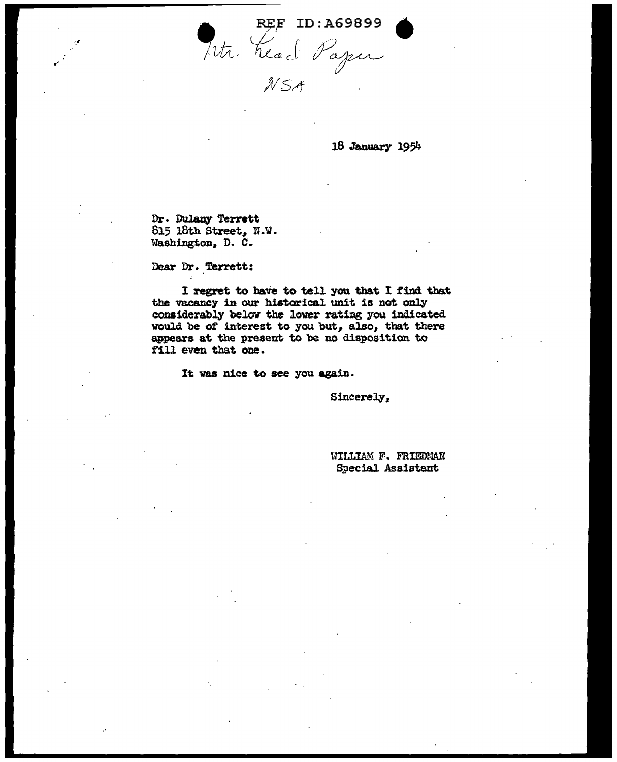REF ID:A69899

Mr. Read Paper

NSA

18 January 1954

Dr. Dulany Terrett
815 18th Street, N.W.
Washington, D. C.

Dear Dr. Terrett:

I regret to have to tell you that I find that the vacancy in our historical unit is not only considerably below the lower rating you indicated would be of interest to you but, also, that there appears at the present to be no disposition to fill even that one.

It was nice to see you again.

Sincerely,

WILLIAM F. FRIEDMAN
Special Assistant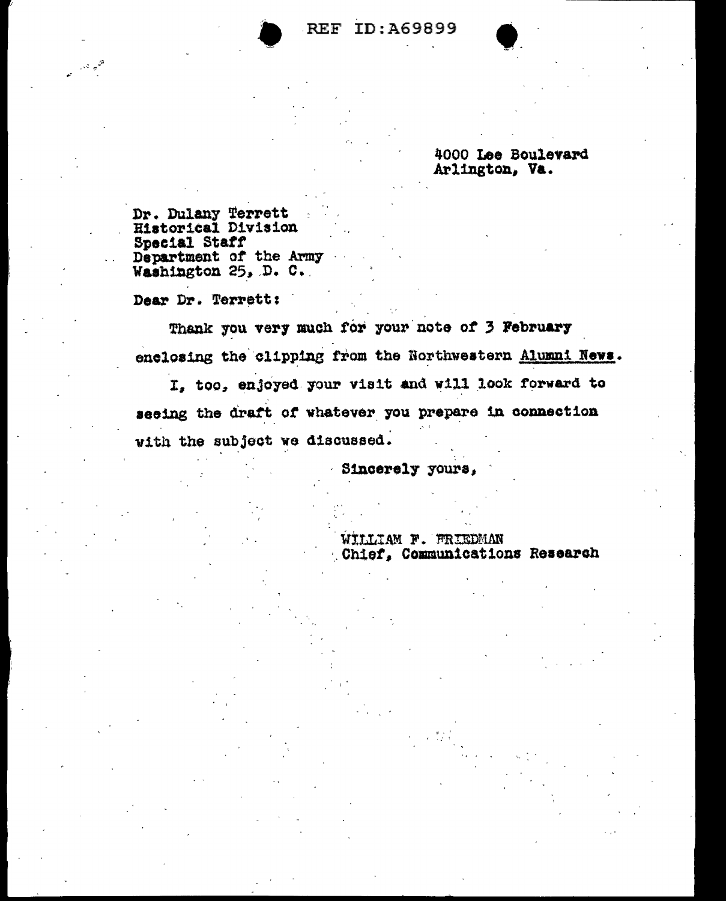REF ID:A69899

4000 Lee Boulevard
Arlington, Va.

Dr. Dulany Terrett
Historical Division
Special Staff
Department of the Army
Washington 25, D. C.

Dear Dr. Terrett:

Thank you very much for your note of 3 February enclosing the clipping from the Northwestern Alumni News.

I, too, enjoyed your visit and will look forward to seeing the draft of whatever you prepare in connection with the subject we discussed.

Sincerely yours,

WILLIAM F. FRIEDMAN
Chief, Communications Research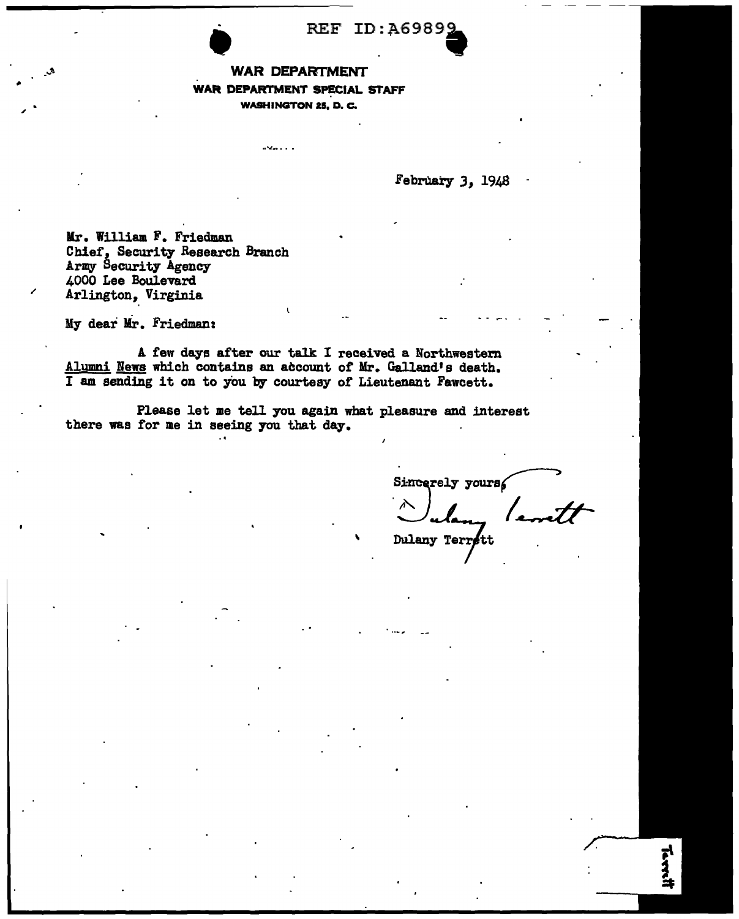REF ID:A69899

**WAR DEPARTMENT**
**WAR DEPARTMENT SPECIAL STAFF**
**WASHINGTON 25, D. C.**

February 3, 1948

Mr. William F. Friedman
Chief, Security Research Branch
Army Security Agency
4000 Lee Boulevard
Arlington, Virginia

My dear Mr. Friedman:

A few days after our talk I received a Northwestern Alumni News which contains an account of Mr. Galland's death. I am sending it on to you by courtesy of Lieutenant Fawcett.

Please let me tell you again what pleasure and interest there was for me in seeing you that day.

Sincerely yours,

Dulany Terrett

Dulany Terrett

Terrett